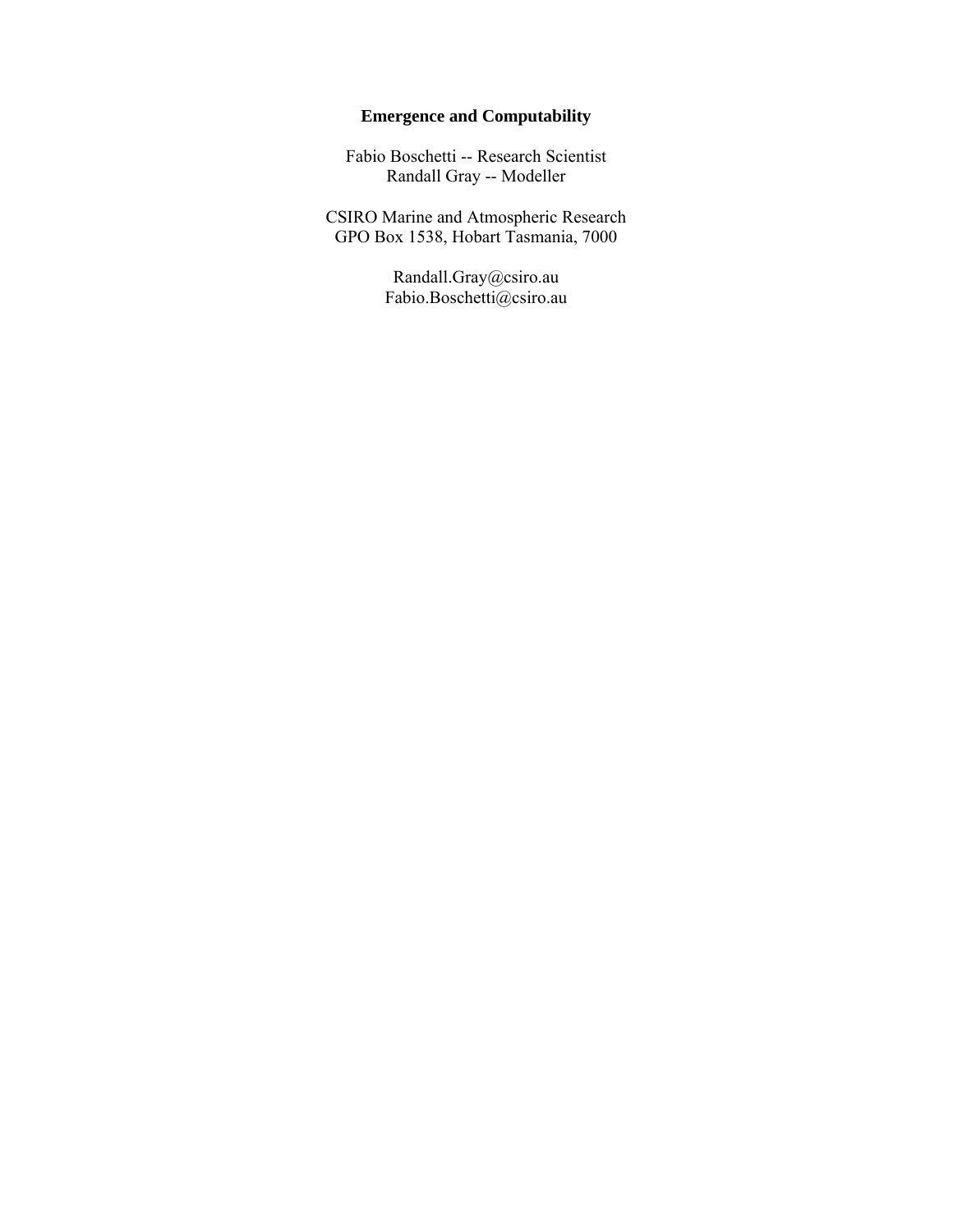# Emergence and Computability

Fabio Boschetti -- Research Scientist
Randall Gray -- Modeller

CSIRO Marine and Atmospheric Research
GPO Box 1538, Hobart Tasmania, 7000

Randall.Gray@csiro.au
Fabio.Boschetti@csiro.au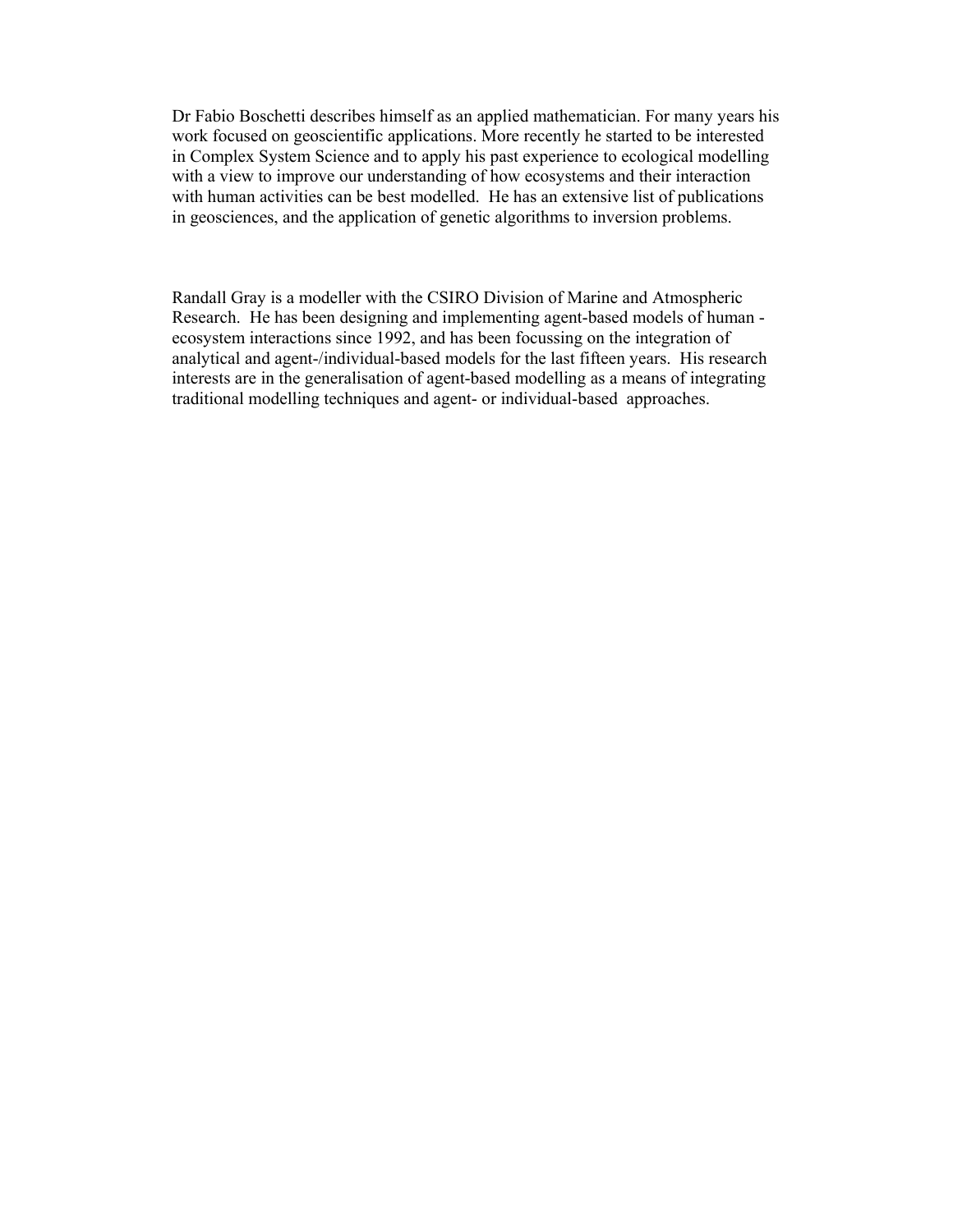Dr Fabio Boschetti describes himself as an applied mathematician. For many years his work focused on geoscientific applications. More recently he started to be interested in Complex System Science and to apply his past experience to ecological modelling with a view to improve our understanding of how ecosystems and their interaction with human activities can be best modelled. He has an extensive list of publications in geosciences, and the application of genetic algorithms to inversion problems.

Randall Gray is a modeller with the CSIRO Division of Marine and Atmospheric Research. He has been designing and implementing agent-based models of human - ecosystem interactions since 1992, and has been focussing on the integration of analytical and agent-/individual-based models for the last fifteen years. His research interests are in the generalisation of agent-based modelling as a means of integrating traditional modelling techniques and agent- or individual-based approaches.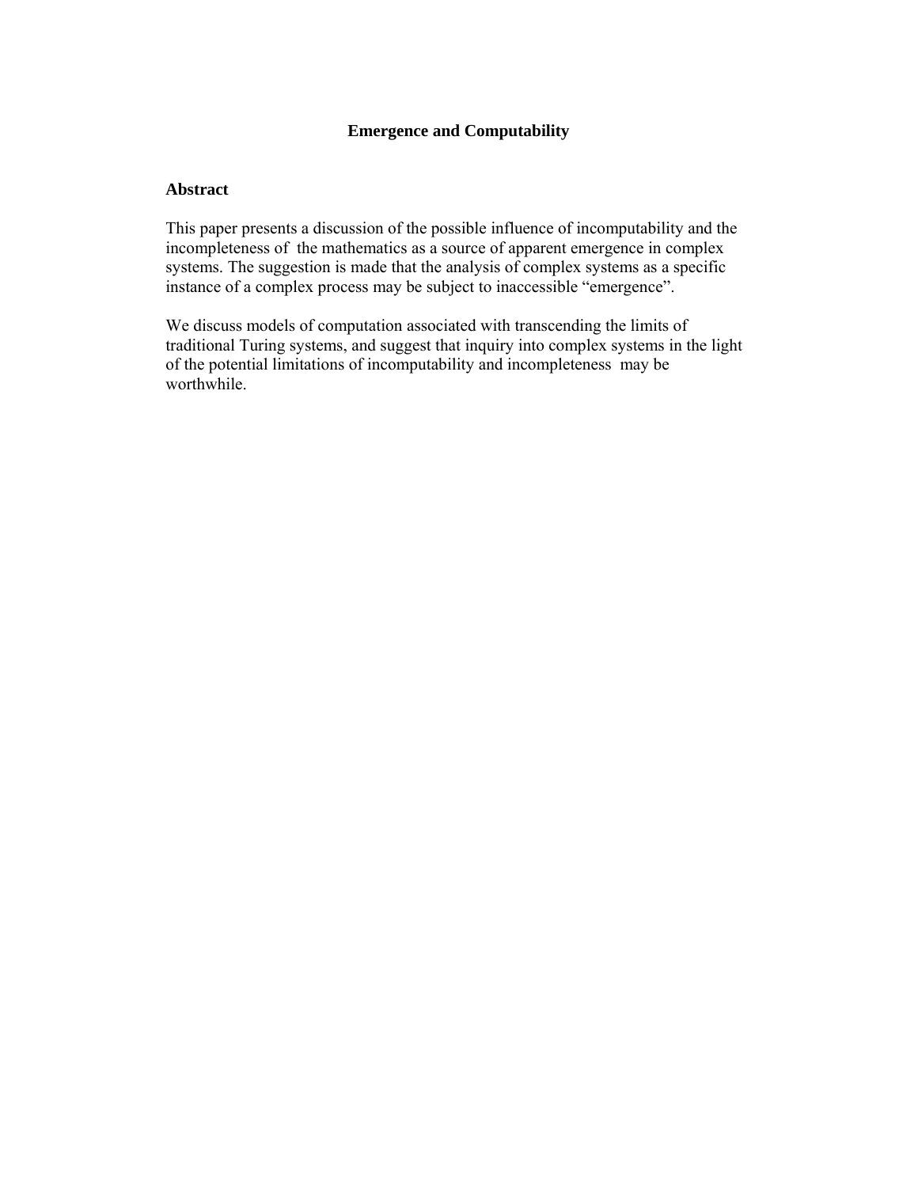# Emergence and Computability

## Abstract

This paper presents a discussion of the possible influence of incomputability and the incompleteness of the mathematics as a source of apparent emergence in complex systems. The suggestion is made that the analysis of complex systems as a specific instance of a complex process may be subject to inaccessible "emergence".

We discuss models of computation associated with transcending the limits of traditional Turing systems, and suggest that inquiry into complex systems in the light of the potential limitations of incomputability and incompleteness may be worthwhile.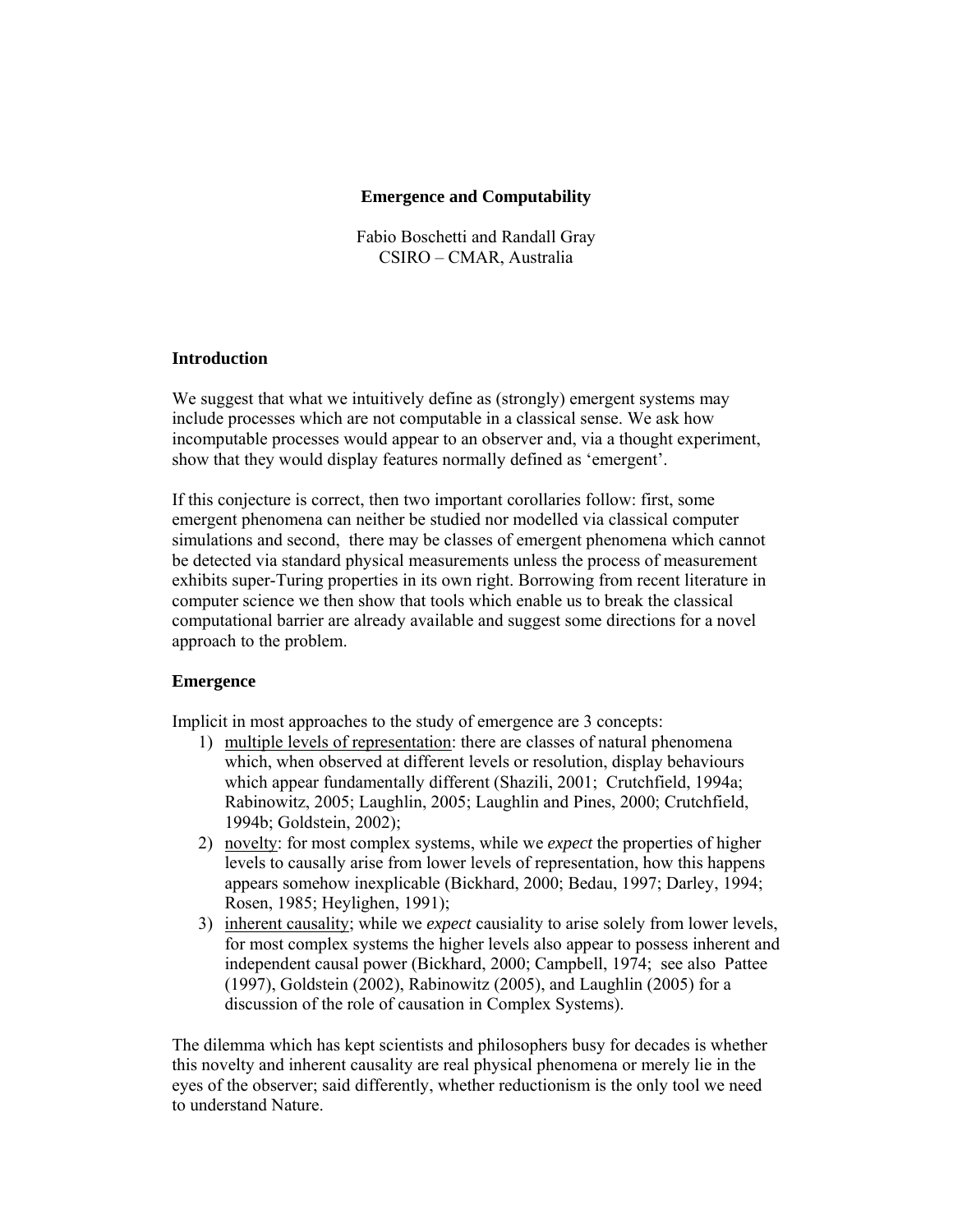# Emergence and Computability

Fabio Boschetti and Randall Gray
CSIRO – CMAR, Australia

## Introduction

We suggest that what we intuitively define as (strongly) emergent systems may include processes which are not computable in a classical sense. We ask how incomputable processes would appear to an observer and, via a thought experiment, show that they would display features normally defined as 'emergent'.

If this conjecture is correct, then two important corollaries follow: first, some emergent phenomena can neither be studied nor modelled via classical computer simulations and second, there may be classes of emergent phenomena which cannot be detected via standard physical measurements unless the process of measurement exhibits super-Turing properties in its own right. Borrowing from recent literature in computer science we then show that tools which enable us to break the classical computational barrier are already available and suggest some directions for a novel approach to the problem.

## Emergence

Implicit in most approaches to the study of emergence are 3 concepts:

1) <u>multiple levels of representation</u>: there are classes of natural phenomena which, when observed at different levels or resolution, display behaviours which appear fundamentally different (Shazili, 2001; Crutchfield, 1994a; Rabinowitz, 2005; Laughlin, 2005; Laughlin and Pines, 2000; Crutchfield, 1994b; Goldstein, 2002);
2) <u>novelty</u>: for most complex systems, while we *expect* the properties of higher levels to causally arise from lower levels of representation, how this happens appears somehow inexplicable (Bickhard, 2000; Bedau, 1997; Darley, 1994; Rosen, 1985; Heylighen, 1991);
3) <u>inherent causality</u>; while we *expect* causiality to arise solely from lower levels, for most complex systems the higher levels also appear to possess inherent and independent causal power (Bickhard, 2000; Campbell, 1974; see also Pattee (1997), Goldstein (2002), Rabinowitz (2005), and Laughlin (2005) for a discussion of the role of causation in Complex Systems).

The dilemma which has kept scientists and philosophers busy for decades is whether this novelty and inherent causality are real physical phenomena or merely lie in the eyes of the observer; said differently, whether reductionism is the only tool we need to understand Nature.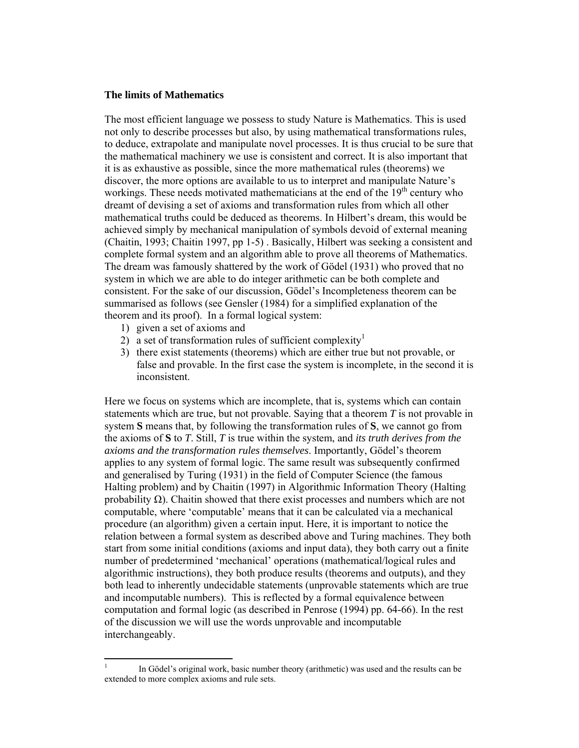**The limits of Mathematics**

The most efficient language we possess to study Nature is Mathematics. This is used not only to describe processes but also, by using mathematical transformations rules, to deduce, extrapolate and manipulate novel processes. It is thus crucial to be sure that the mathematical machinery we use is consistent and correct. It is also important that it is as exhaustive as possible, since the more mathematical rules (theorems) we discover, the more options are available to us to interpret and manipulate Nature's workings. These needs motivated mathematicians at the end of the 19th century who dreamt of devising a set of axioms and transformation rules from which all other mathematical truths could be deduced as theorems. In Hilbert's dream, this would be achieved simply by mechanical manipulation of symbols devoid of external meaning (Chaitin, 1993; Chaitin 1997, pp 1-5) . Basically, Hilbert was seeking a consistent and complete formal system and an algorithm able to prove all theorems of Mathematics. The dream was famously shattered by the work of Gödel (1931) who proved that no system in which we are able to do integer arithmetic can be both complete and consistent. For the sake of our discussion, Gödel's Incompleteness theorem can be summarised as follows (see Gensler (1984) for a simplified explanation of the theorem and its proof). In a formal logical system:

1) given a set of axioms and
2) a set of transformation rules of sufficient complexity[1]
3) there exist statements (theorems) which are either true but not provable, or false and provable. In the first case the system is incomplete, in the second it is inconsistent.

Here we focus on systems which are incomplete, that is, systems which can contain statements which are true, but not provable. Saying that a theorem *T* is not provable in system **S** means that, by following the transformation rules of **S**, we cannot go from the axioms of **S** to *T*. Still, *T* is true within the system, and *its truth derives from the axioms and the transformation rules themselves*. Importantly, Gödel's theorem applies to any system of formal logic. The same result was subsequently confirmed and generalised by Turing (1931) in the field of Computer Science (the famous Halting problem) and by Chaitin (1997) in Algorithmic Information Theory (Halting probability $\Omega$). Chaitin showed that there exist processes and numbers which are not computable, where 'computable' means that it can be calculated via a mechanical procedure (an algorithm) given a certain input. Here, it is important to notice the relation between a formal system as described above and Turing machines. They both start from some initial conditions (axioms and input data), they both carry out a finite number of predetermined 'mechanical' operations (mathematical/logical rules and algorithmic instructions), they both produce results (theorems and outputs), and they both lead to inherently undecidable statements (unprovable statements which are true and incomputable numbers). This is reflected by a formal equivalence between computation and formal logic (as described in Penrose (1994) pp. 64-66). In the rest of the discussion we will use the words unprovable and incomputable interchangeably.

[1] In Gödel's original work, basic number theory (arithmetic) was used and the results can be extended to more complex axioms and rule sets.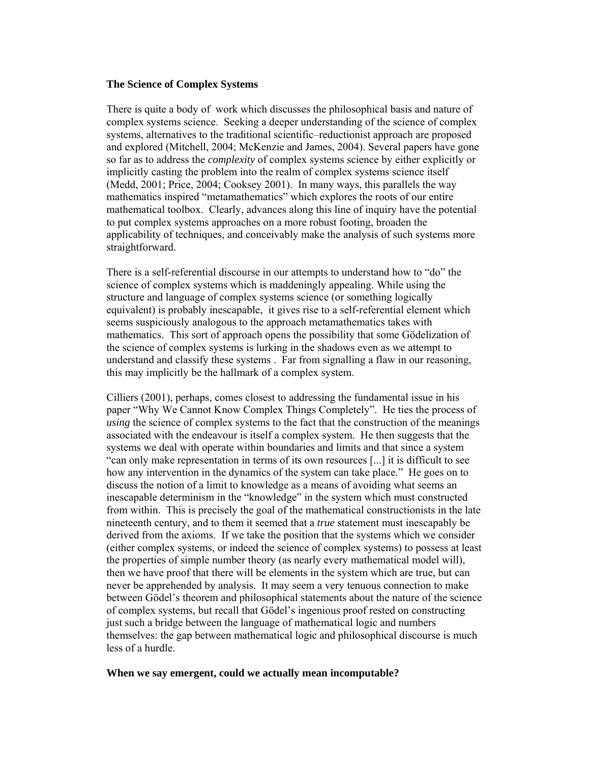**The Science of Complex Systems**

There is quite a body of work which discusses the philosophical basis and nature of complex systems science. Seeking a deeper understanding of the science of complex systems, alternatives to the traditional scientific–reductionist approach are proposed and explored (Mitchell, 2004; McKenzie and James, 2004). Several papers have gone so far as to address the *complexity* of complex systems science by either explicitly or implicitly casting the problem into the realm of complex systems science itself (Medd, 2001; Price, 2004; Cooksey 2001). In many ways, this parallels the way mathematics inspired "metamathematics" which explores the roots of our entire mathematical toolbox. Clearly, advances along this line of inquiry have the potential to put complex systems approaches on a more robust footing, broaden the applicability of techniques, and conceivably make the analysis of such systems more straightforward.

There is a self-referential discourse in our attempts to understand how to "do" the science of complex systems which is maddeningly appealing. While using the structure and language of complex systems science (or something logically equivalent) is probably inescapable, it gives rise to a self-referential element which seems suspiciously analogous to the approach metamathematics takes with mathematics. This sort of approach opens the possibility that some Gödelization of the science of complex systems is lurking in the shadows even as we attempt to understand and classify these systems . Far from signalling a flaw in our reasoning, this may implicitly be the hallmark of a complex system.

Cilliers (2001), perhaps, comes closest to addressing the fundamental issue in his paper "Why We Cannot Know Complex Things Completely". He ties the process of *using* the science of complex systems to the fact that the construction of the meanings associated with the endeavour is itself a complex system. He then suggests that the systems we deal with operate within boundaries and limits and that since a system "can only make representation in terms of its own resources [...] it is difficult to see how any intervention in the dynamics of the system can take place." He goes on to discuss the notion of a limit to knowledge as a means of avoiding what seems an inescapable determinism in the "knowledge" in the system which must constructed from within. This is precisely the goal of the mathematical constructionists in the late nineteenth century, and to them it seemed that a *true* statement must inescapably be derived from the axioms. If we take the position that the systems which we consider (either complex systems, or indeed the science of complex systems) to possess at least the properties of simple number theory (as nearly every mathematical model will), then we have proof that there will be elements in the system which are true, but can never be apprehended by analysis. It may seem a very tenuous connection to make between Gödel's theorem and philosophical statements about the nature of the science of complex systems, but recall that Gödel's ingenious proof rested on constructing just such a bridge between the language of mathematical logic and numbers themselves: the gap between mathematical logic and philosophical discourse is much less of a hurdle.

**When we say emergent, could we actually mean incomputable?**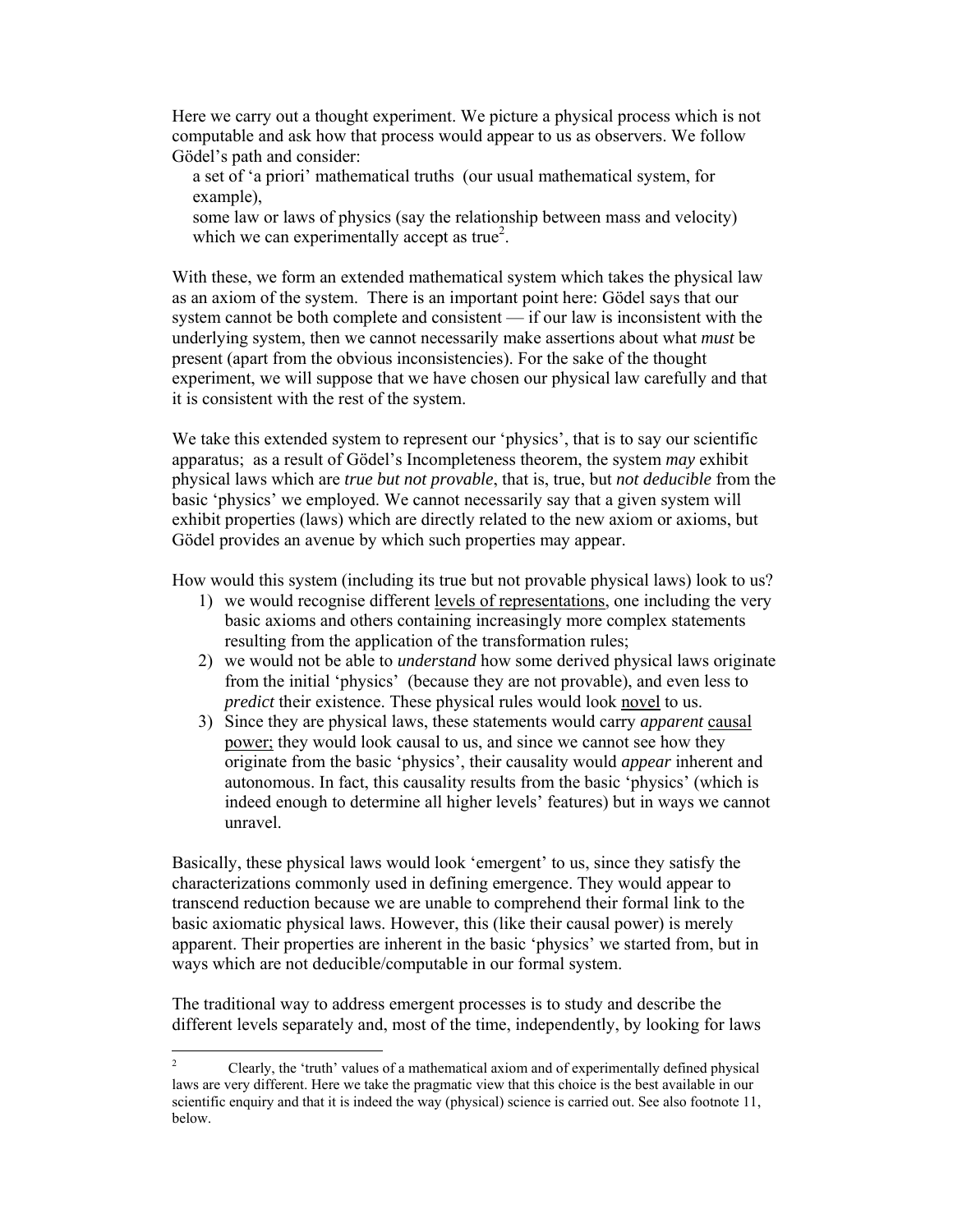Here we carry out a thought experiment. We picture a physical process which is not computable and ask how that process would appear to us as observers. We follow Gödel's path and consider:

a set of 'a priori' mathematical truths (our usual mathematical system, for example),

some law or laws of physics (say the relationship between mass and velocity) which we can experimentally accept as true[2].

With these, we form an extended mathematical system which takes the physical law as an axiom of the system. There is an important point here: Gödel says that our system cannot be both complete and consistent — if our law is inconsistent with the underlying system, then we cannot necessarily make assertions about what *must* be present (apart from the obvious inconsistencies). For the sake of the thought experiment, we will suppose that we have chosen our physical law carefully and that it is consistent with the rest of the system.

We take this extended system to represent our 'physics', that is to say our scientific apparatus; as a result of Gödel's Incompleteness theorem, the system *may* exhibit physical laws which are *true but not provable*, that is, true, but *not deducible* from the basic 'physics' we employed. We cannot necessarily say that a given system will exhibit properties (laws) which are directly related to the new axiom or axioms, but Gödel provides an avenue by which such properties may appear.

How would this system (including its true but not provable physical laws) look to us?

1) we would recognise different <u>levels of representations</u>, one including the very basic axioms and others containing increasingly more complex statements resulting from the application of the transformation rules;
2) we would not be able to *understand* how some derived physical laws originate from the initial 'physics' (because they are not provable), and even less to *predict* their existence. These physical rules would look <u>novel</u> to us.
3) Since they are physical laws, these statements would carry *apparent* <u>causal power;</u> they would look causal to us, and since we cannot see how they originate from the basic 'physics', their causality would *appear* inherent and autonomous. In fact, this causality results from the basic 'physics' (which is indeed enough to determine all higher levels' features) but in ways we cannot unravel.

Basically, these physical laws would look 'emergent' to us, since they satisfy the characterizations commonly used in defining emergence. They would appear to transcend reduction because we are unable to comprehend their formal link to the basic axiomatic physical laws. However, this (like their causal power) is merely apparent. Their properties are inherent in the basic 'physics' we started from, but in ways which are not deducible/computable in our formal system.

The traditional way to address emergent processes is to study and describe the different levels separately and, most of the time, independently, by looking for laws

---

[2] Clearly, the 'truth' values of a mathematical axiom and of experimentally defined physical laws are very different. Here we take the pragmatic view that this choice is the best available in our scientific enquiry and that it is indeed the way (physical) science is carried out. See also footnote 11, below.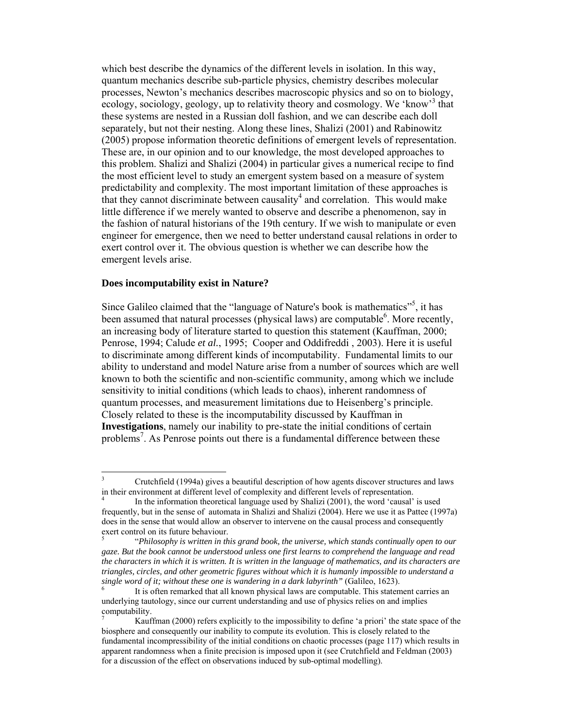which best describe the dynamics of the different levels in isolation. In this way, quantum mechanics describe sub-particle physics, chemistry describes molecular processes, Newton's mechanics describes macroscopic physics and so on to biology, ecology, sociology, geology, up to relativity theory and cosmology. We 'know'[3] that these systems are nested in a Russian doll fashion, and we can describe each doll separately, but not their nesting. Along these lines, Shalizi (2001) and Rabinowitz (2005) propose information theoretic definitions of emergent levels of representation. These are, in our opinion and to our knowledge, the most developed approaches to this problem. Shalizi and Shalizi (2004) in particular gives a numerical recipe to find the most efficient level to study an emergent system based on a measure of system predictability and complexity. The most important limitation of these approaches is that they cannot discriminate between causality[4] and correlation. This would make little difference if we merely wanted to observe and describe a phenomenon, say in the fashion of natural historians of the 19th century. If we wish to manipulate or even engineer for emergence, then we need to better understand causal relations in order to exert control over it. The obvious question is whether we can describe how the emergent levels arise.

**Does incomputability exist in Nature?**

Since Galileo claimed that the "language of Nature's book is mathematics"[5], it has been assumed that natural processes (physical laws) are computable[6]. More recently, an increasing body of literature started to question this statement (Kauffman, 2000; Penrose, 1994; Calude *et al.*, 1995; Cooper and Oddifreddi , 2003). Here it is useful to discriminate among different kinds of incomputability. Fundamental limits to our ability to understand and model Nature arise from a number of sources which are well known to both the scientific and non-scientific community, among which we include sensitivity to initial conditions (which leads to chaos), inherent randomness of quantum processes, and measurement limitations due to Heisenberg's principle. Closely related to these is the incomputability discussed by Kauffman in **Investigations**, namely our inability to pre-state the initial conditions of certain problems[7]. As Penrose points out there is a fundamental difference between these

---

[3] Crutchfield (1994a) gives a beautiful description of how agents discover structures and laws in their environment at different level of complexity and different levels of representation.

[4] In the information theoretical language used by Shalizi (2001), the word 'causal' is used frequently, but in the sense of automata in Shalizi and Shalizi (2004). Here we use it as Pattee (1997a) does in the sense that would allow an observer to intervene on the causal process and consequently exert control on its future behaviour.

[5] "*Philosophy is written in this grand book, the universe, which stands continually open to our gaze. But the book cannot be understood unless one first learns to comprehend the language and read the characters in which it is written. It is written in the language of mathematics, and its characters are triangles, circles, and other geometric figures without which it is humanly impossible to understand a single word of it; without these one is wandering in a dark labyrinth"* (Galileo, 1623).

[6] It is often remarked that all known physical laws are computable. This statement carries an underlying tautology, since our current understanding and use of physics relies on and implies computability.

[7] Kauffman (2000) refers explicitly to the impossibility to define 'a priori' the state space of the biosphere and consequently our inability to compute its evolution. This is closely related to the fundamental incompressibility of the initial conditions on chaotic processes (page 117) which results in apparent randomness when a finite precision is imposed upon it (see Crutchfield and Feldman (2003) for a discussion of the effect on observations induced by sub-optimal modelling).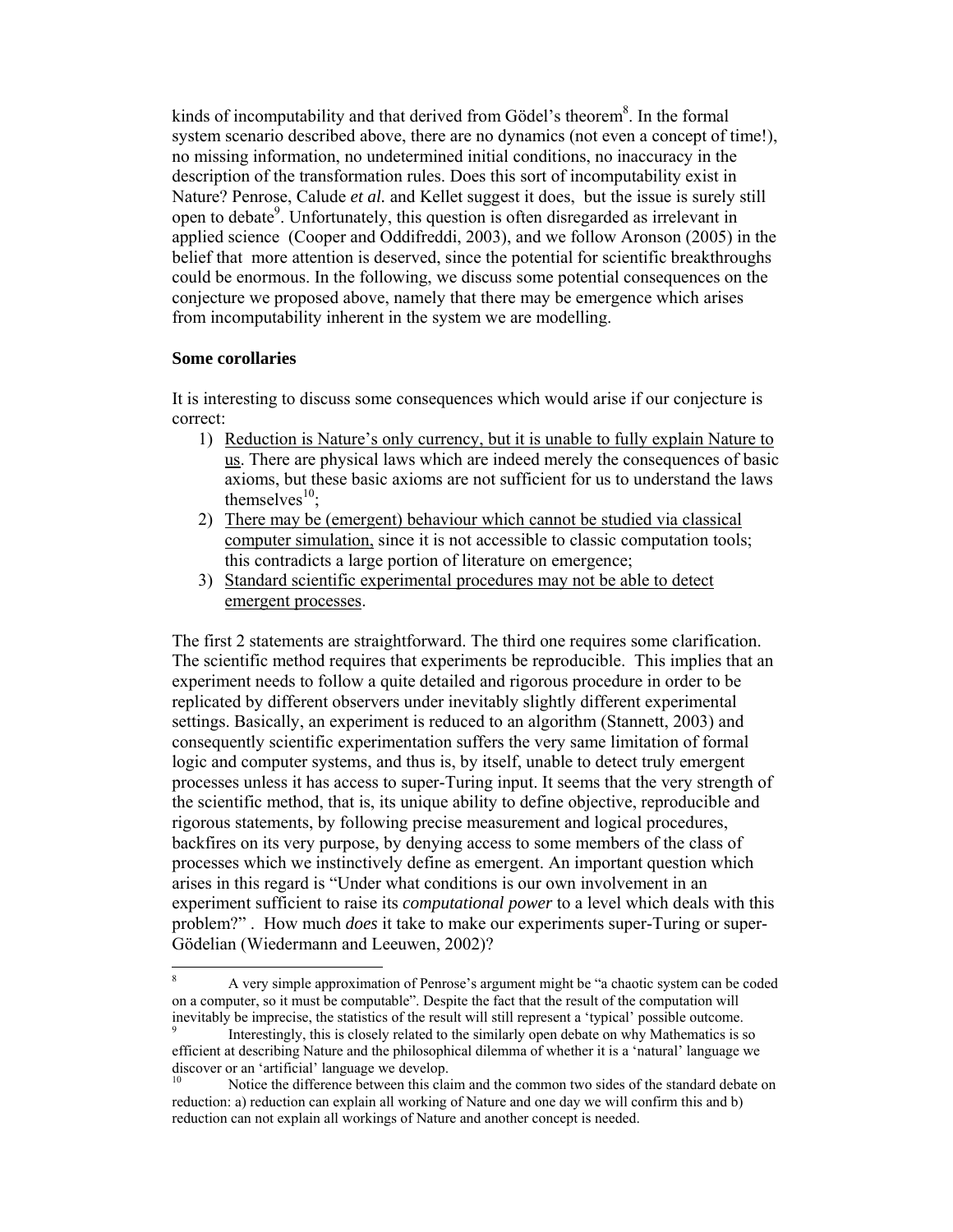kinds of incomputability and that derived from Gödel's theorem[8]. In the formal system scenario described above, there are no dynamics (not even a concept of time!), no missing information, no undetermined initial conditions, no inaccuracy in the description of the transformation rules. Does this sort of incomputability exist in Nature? Penrose, Calude *et al.* and Kellet suggest it does, but the issue is surely still open to debate[9]. Unfortunately, this question is often disregarded as irrelevant in applied science (Cooper and Oddifreddi, 2003), and we follow Aronson (2005) in the belief that more attention is deserved, since the potential for scientific breakthroughs could be enormous. In the following, we discuss some potential consequences on the conjecture we proposed above, namely that there may be emergence which arises from incomputability inherent in the system we are modelling.

**Some corollaries**

It is interesting to discuss some consequences which would arise if our conjecture is correct:

1) <u>Reduction is Nature's only currency, but it is unable to fully explain Nature to us</u>. There are physical laws which are indeed merely the consequences of basic axioms, but these basic axioms are not sufficient for us to understand the laws themselves[10];
2) <u>There may be (emergent) behaviour which cannot be studied via classical computer simulation,</u> since it is not accessible to classic computation tools; this contradicts a large portion of literature on emergence;
3) <u>Standard scientific experimental procedures may not be able to detect emergent processes</u>.

The first 2 statements are straightforward. The third one requires some clarification. The scientific method requires that experiments be reproducible. This implies that an experiment needs to follow a quite detailed and rigorous procedure in order to be replicated by different observers under inevitably slightly different experimental settings. Basically, an experiment is reduced to an algorithm (Stannett, 2003) and consequently scientific experimentation suffers the very same limitation of formal logic and computer systems, and thus is, by itself, unable to detect truly emergent processes unless it has access to super-Turing input. It seems that the very strength of the scientific method, that is, its unique ability to define objective, reproducible and rigorous statements, by following precise measurement and logical procedures, backfires on its very purpose, by denying access to some members of the class of processes which we instinctively define as emergent. An important question which arises in this regard is "Under what conditions is our own involvement in an experiment sufficient to raise its *computational power* to a level which deals with this problem?" . How much *does* it take to make our experiments super-Turing or super-Gödelian (Wiedermann and Leeuwen, 2002)?

---

[8] A very simple approximation of Penrose's argument might be "a chaotic system can be coded on a computer, so it must be computable". Despite the fact that the result of the computation will inevitably be imprecise, the statistics of the result will still represent a 'typical' possible outcome.

[9] Interestingly, this is closely related to the similarly open debate on why Mathematics is so efficient at describing Nature and the philosophical dilemma of whether it is a 'natural' language we discover or an 'artificial' language we develop.

[10] Notice the difference between this claim and the common two sides of the standard debate on reduction: a) reduction can explain all working of Nature and one day we will confirm this and b) reduction can not explain all workings of Nature and another concept is needed.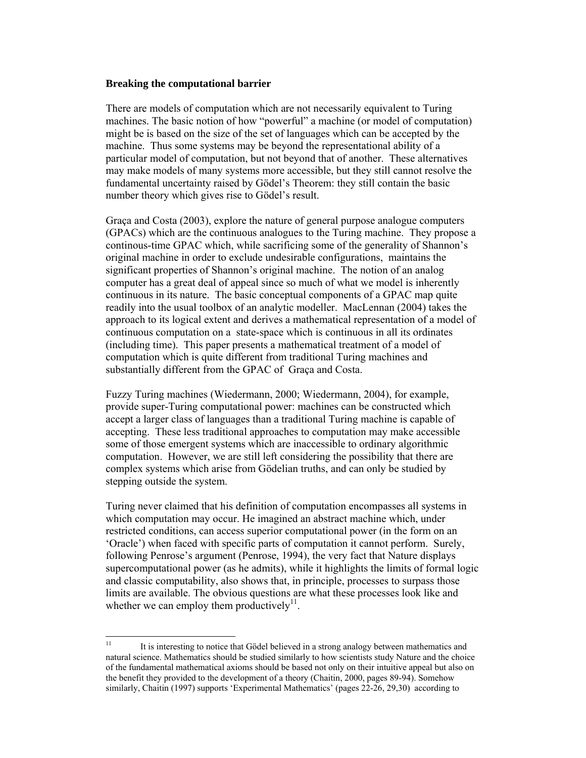**Breaking the computational barrier**

There are models of computation which are not necessarily equivalent to Turing machines. The basic notion of how "powerful" a machine (or model of computation) might be is based on the size of the set of languages which can be accepted by the machine. Thus some systems may be beyond the representational ability of a particular model of computation, but not beyond that of another. These alternatives may make models of many systems more accessible, but they still cannot resolve the fundamental uncertainty raised by Gödel's Theorem: they still contain the basic number theory which gives rise to Gödel's result.

Graça and Costa (2003), explore the nature of general purpose analogue computers (GPACs) which are the continuous analogues to the Turing machine. They propose a continous-time GPAC which, while sacrificing some of the generality of Shannon's original machine in order to exclude undesirable configurations, maintains the significant properties of Shannon's original machine. The notion of an analog computer has a great deal of appeal since so much of what we model is inherently continuous in its nature. The basic conceptual components of a GPAC map quite readily into the usual toolbox of an analytic modeller. MacLennan (2004) takes the approach to its logical extent and derives a mathematical representation of a model of continuous computation on a state-space which is continuous in all its ordinates (including time). This paper presents a mathematical treatment of a model of computation which is quite different from traditional Turing machines and substantially different from the GPAC of Graça and Costa.

Fuzzy Turing machines (Wiedermann, 2000; Wiedermann, 2004), for example, provide super-Turing computational power: machines can be constructed which accept a larger class of languages than a traditional Turing machine is capable of accepting. These less traditional approaches to computation may make accessible some of those emergent systems which are inaccessible to ordinary algorithmic computation. However, we are still left considering the possibility that there are complex systems which arise from Gödelian truths, and can only be studied by stepping outside the system.

Turing never claimed that his definition of computation encompasses all systems in which computation may occur. He imagined an abstract machine which, under restricted conditions, can access superior computational power (in the form on an 'Oracle') when faced with specific parts of computation it cannot perform. Surely, following Penrose's argument (Penrose, 1994), the very fact that Nature displays supercomputational power (as he admits), while it highlights the limits of formal logic and classic computability, also shows that, in principle, processes to surpass those limits are available. The obvious questions are what these processes look like and whether we can employ them productively[11].

---

[11] It is interesting to notice that Gödel believed in a strong analogy between mathematics and natural science. Mathematics should be studied similarly to how scientists study Nature and the choice of the fundamental mathematical axioms should be based not only on their intuitive appeal but also on the benefit they provided to the development of a theory (Chaitin, 2000, pages 89-94). Somehow similarly, Chaitin (1997) supports 'Experimental Mathematics' (pages 22-26, 29,30) according to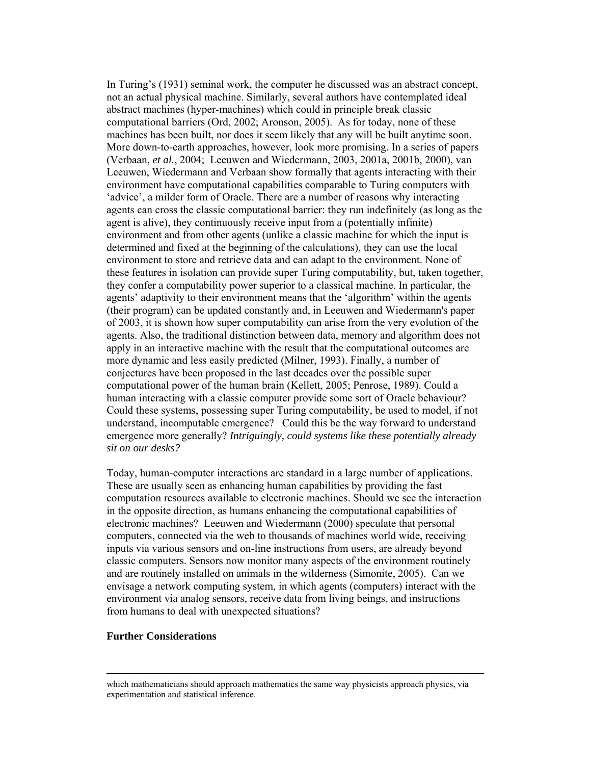In Turing's (1931) seminal work, the computer he discussed was an abstract concept, not an actual physical machine. Similarly, several authors have contemplated ideal abstract machines (hyper-machines) which could in principle break classic computational barriers (Ord, 2002; Aronson, 2005). As for today, none of these machines has been built, nor does it seem likely that any will be built anytime soon. More down-to-earth approaches, however, look more promising. In a series of papers (Verbaan, *et al.*, 2004; Leeuwen and Wiedermann, 2003, 2001a, 2001b, 2000), van Leeuwen, Wiedermann and Verbaan show formally that agents interacting with their environment have computational capabilities comparable to Turing computers with 'advice', a milder form of Oracle. There are a number of reasons why interacting agents can cross the classic computational barrier: they run indefinitely (as long as the agent is alive), they continuously receive input from a (potentially infinite) environment and from other agents (unlike a classic machine for which the input is determined and fixed at the beginning of the calculations), they can use the local environment to store and retrieve data and can adapt to the environment. None of these features in isolation can provide super Turing computability, but, taken together, they confer a computability power superior to a classical machine. In particular, the agents' adaptivity to their environment means that the 'algorithm' within the agents (their program) can be updated constantly and, in Leeuwen and Wiedermann's paper of 2003, it is shown how super computability can arise from the very evolution of the agents. Also, the traditional distinction between data, memory and algorithm does not apply in an interactive machine with the result that the computational outcomes are more dynamic and less easily predicted (Milner, 1993). Finally, a number of conjectures have been proposed in the last decades over the possible super computational power of the human brain (Kellett, 2005; Penrose, 1989). Could a human interacting with a classic computer provide some sort of Oracle behaviour? Could these systems, possessing super Turing computability, be used to model, if not understand, incomputable emergence? Could this be the way forward to understand emergence more generally? *Intriguingly, could systems like these potentially already sit on our desks?*

Today, human-computer interactions are standard in a large number of applications. These are usually seen as enhancing human capabilities by providing the fast computation resources available to electronic machines. Should we see the interaction in the opposite direction, as humans enhancing the computational capabilities of electronic machines? Leeuwen and Wiedermann (2000) speculate that personal computers, connected via the web to thousands of machines world wide, receiving inputs via various sensors and on-line instructions from users, are already beyond classic computers. Sensors now monitor many aspects of the environment routinely and are routinely installed on animals in the wilderness (Simonite, 2005). Can we envisage a network computing system, in which agents (computers) interact with the environment via analog sensors, receive data from living beings, and instructions from humans to deal with unexpected situations?

## Further Considerations

---

which mathematicians should approach mathematics the same way physicists approach physics, via experimentation and statistical inference.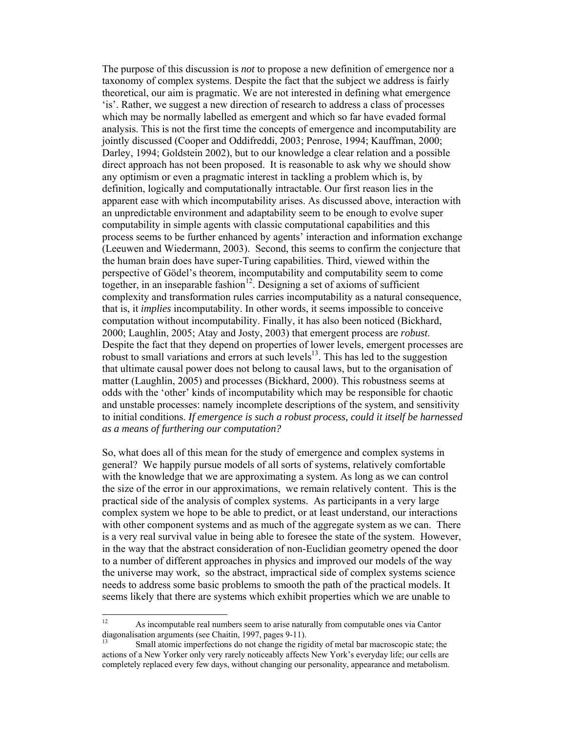The purpose of this discussion is *not* to propose a new definition of emergence nor a taxonomy of complex systems. Despite the fact that the subject we address is fairly theoretical, our aim is pragmatic. We are not interested in defining what emergence 'is'. Rather, we suggest a new direction of research to address a class of processes which may be normally labelled as emergent and which so far have evaded formal analysis. This is not the first time the concepts of emergence and incomputability are jointly discussed (Cooper and Oddifreddi, 2003; Penrose, 1994; Kauffman, 2000; Darley, 1994; Goldstein 2002), but to our knowledge a clear relation and a possible direct approach has not been proposed. It is reasonable to ask why we should show any optimism or even a pragmatic interest in tackling a problem which is, by definition, logically and computationally intractable. Our first reason lies in the apparent ease with which incomputability arises. As discussed above, interaction with an unpredictable environment and adaptability seem to be enough to evolve super computability in simple agents with classic computational capabilities and this process seems to be further enhanced by agents' interaction and information exchange (Leeuwen and Wiedermann, 2003). Second, this seems to confirm the conjecture that the human brain does have super-Turing capabilities. Third, viewed within the perspective of Gödel's theorem, incomputability and computability seem to come together, in an inseparable fashion[12]. Designing a set of axioms of sufficient complexity and transformation rules carries incomputability as a natural consequence, that is, it *implies* incomputability. In other words, it seems impossible to conceive computation without incomputability. Finally, it has also been noticed (Bickhard, 2000; Laughlin, 2005; Atay and Josty, 2003) that emergent process are *robust*. Despite the fact that they depend on properties of lower levels, emergent processes are robust to small variations and errors at such levels[13]. This has led to the suggestion that ultimate causal power does not belong to causal laws, but to the organisation of matter (Laughlin, 2005) and processes (Bickhard, 2000). This robustness seems at odds with the 'other' kinds of incomputability which may be responsible for chaotic and unstable processes: namely incomplete descriptions of the system, and sensitivity to initial conditions. *If emergence is such a robust process, could it itself be harnessed as a means of furthering our computation?*

So, what does all of this mean for the study of emergence and complex systems in general? We happily pursue models of all sorts of systems, relatively comfortable with the knowledge that we are approximating a system. As long as we can control the size of the error in our approximations, we remain relatively content. This is the practical side of the analysis of complex systems. As participants in a very large complex system we hope to be able to predict, or at least understand, our interactions with other component systems and as much of the aggregate system as we can. There is a very real survival value in being able to foresee the state of the system. However, in the way that the abstract consideration of non-Euclidian geometry opened the door to a number of different approaches in physics and improved our models of the way the universe may work, so the abstract, impractical side of complex systems science needs to address some basic problems to smooth the path of the practical models. It seems likely that there are systems which exhibit properties which we are unable to

---

[12] As incomputable real numbers seem to arise naturally from computable ones via Cantor diagonalisation arguments (see Chaitin, 1997, pages 9-11).

[13] Small atomic imperfections do not change the rigidity of metal bar macroscopic state; the actions of a New Yorker only very rarely noticeably affects New York's everyday life; our cells are completely replaced every few days, without changing our personality, appearance and metabolism.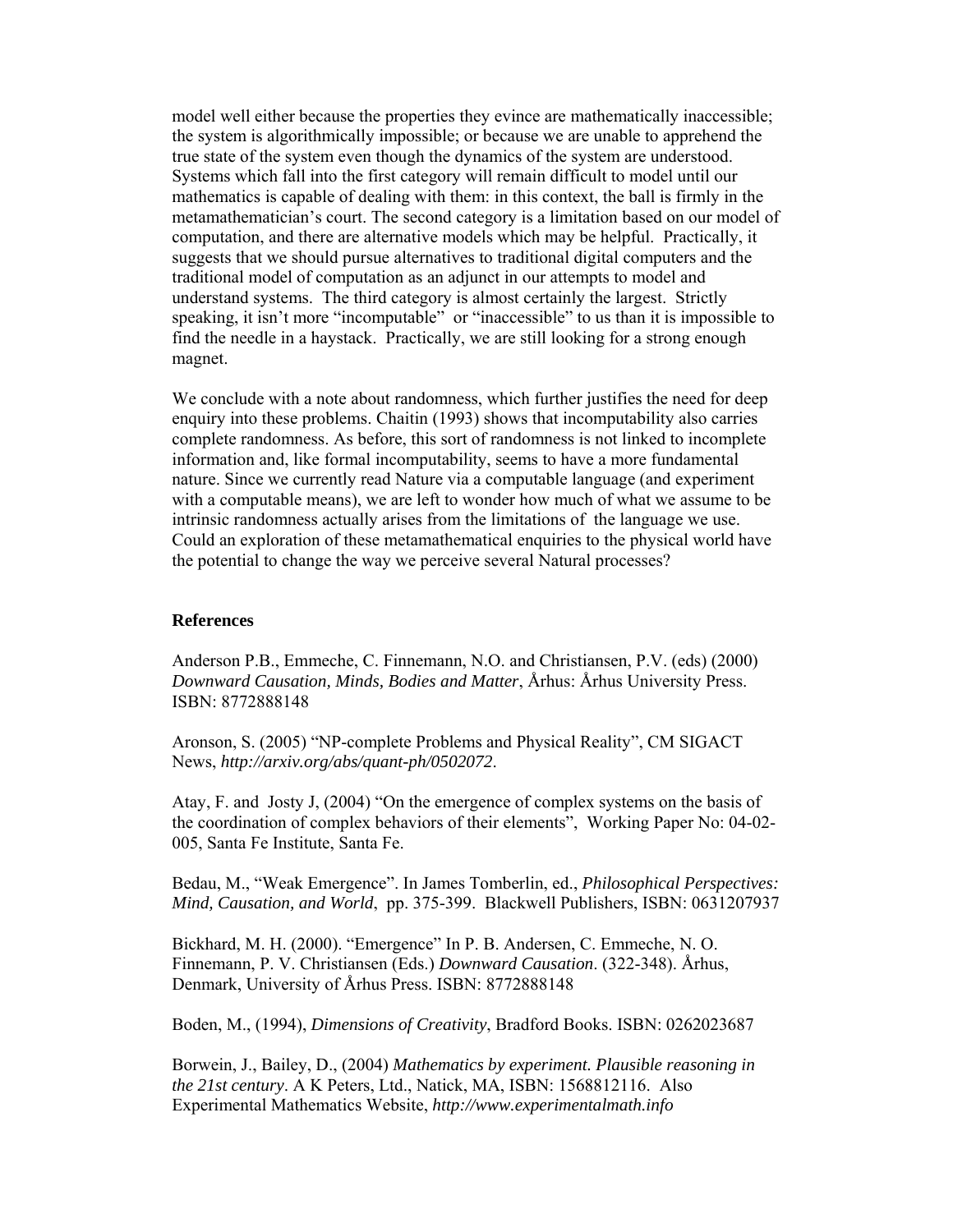model well either because the properties they evince are mathematically inaccessible; the system is algorithmically impossible; or because we are unable to apprehend the true state of the system even though the dynamics of the system are understood. Systems which fall into the first category will remain difficult to model until our mathematics is capable of dealing with them: in this context, the ball is firmly in the metamathematician's court. The second category is a limitation based on our model of computation, and there are alternative models which may be helpful. Practically, it suggests that we should pursue alternatives to traditional digital computers and the traditional model of computation as an adjunct in our attempts to model and understand systems. The third category is almost certainly the largest. Strictly speaking, it isn't more "incomputable" or "inaccessible" to us than it is impossible to find the needle in a haystack. Practically, we are still looking for a strong enough magnet.

We conclude with a note about randomness, which further justifies the need for deep enquiry into these problems. Chaitin (1993) shows that incomputability also carries complete randomness. As before, this sort of randomness is not linked to incomplete information and, like formal incomputability, seems to have a more fundamental nature. Since we currently read Nature via a computable language (and experiment with a computable means), we are left to wonder how much of what we assume to be intrinsic randomness actually arises from the limitations of the language we use. Could an exploration of these metamathematical enquiries to the physical world have the potential to change the way we perceive several Natural processes?

## References

Anderson P.B., Emmeche, C. Finnemann, N.O. and Christiansen, P.V. (eds) (2000) *Downward Causation, Minds, Bodies and Matter*, Århus: Århus University Press. ISBN: 8772888148

Aronson, S. (2005) "NP-complete Problems and Physical Reality", CM SIGACT News, *http://arxiv.org/abs/quant-ph/0502072*.

Atay, F. and Josty J, (2004) "On the emergence of complex systems on the basis of the coordination of complex behaviors of their elements", Working Paper No: 04-02-005, Santa Fe Institute, Santa Fe.

Bedau, M., "Weak Emergence". In James Tomberlin, ed., *Philosophical Perspectives: Mind, Causation, and World*, pp. 375-399. Blackwell Publishers, ISBN: 0631207937

Bickhard, M. H. (2000). "Emergence" In P. B. Andersen, C. Emmeche, N. O. Finnemann, P. V. Christiansen (Eds.) *Downward Causation*. (322-348). Århus, Denmark, University of Århus Press. ISBN: 8772888148

Boden, M., (1994), *Dimensions of Creativity*, Bradford Books. ISBN: 0262023687

Borwein, J., Bailey, D., (2004) *Mathematics by experiment. Plausible reasoning in the 21st century*. A K Peters, Ltd., Natick, MA, ISBN: 1568812116. Also Experimental Mathematics Website, *http://www.experimentalmath.info*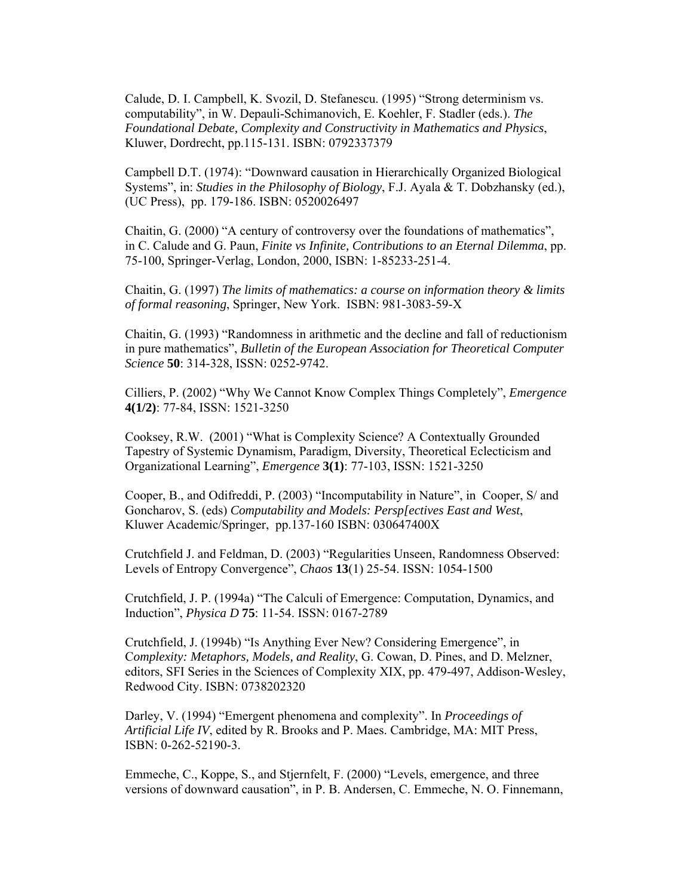Calude, D. I. Campbell, K. Svozil, D. Stefanescu. (1995) "Strong determinism vs. computability", in W. Depauli-Schimanovich, E. Koehler, F. Stadler (eds.). *The Foundational Debate, Complexity and Constructivity in Mathematics and Physics*, Kluwer, Dordrecht, pp.115-131. ISBN: 0792337379

Campbell D.T. (1974): "Downward causation in Hierarchically Organized Biological Systems", in: *Studies in the Philosophy of Biology*, F.J. Ayala & T. Dobzhansky (ed.), (UC Press), pp. 179-186. ISBN: 0520026497

Chaitin, G. (2000) "A century of controversy over the foundations of mathematics", in C. Calude and G. Paun, *Finite vs Infinite, Contributions to an Eternal Dilemma*, pp. 75-100, Springer-Verlag, London, 2000, ISBN: 1-85233-251-4.

Chaitin, G. (1997) *The limits of mathematics: a course on information theory & limits of formal reasoning*, Springer, New York. ISBN: 981-3083-59-X

Chaitin, G. (1993) "Randomness in arithmetic and the decline and fall of reductionism in pure mathematics", *Bulletin of the European Association for Theoretical Computer Science* **50**: 314-328, ISSN: 0252-9742.

Cilliers, P. (2002) "Why We Cannot Know Complex Things Completely", *Emergence* **4(1/2)**: 77-84, ISSN: 1521-3250

Cooksey, R.W. (2001) "What is Complexity Science? A Contextually Grounded Tapestry of Systemic Dynamism, Paradigm, Diversity, Theoretical Eclecticism and Organizational Learning", *Emergence* **3(1)**: 77-103, ISSN: 1521-3250

Cooper, B., and Odifreddi, P. (2003) "Incomputability in Nature", in Cooper, S/ and Goncharov, S. (eds) *Computability and Models: Persp[ectives East and West*, Kluwer Academic/Springer, pp.137-160 ISBN: 030647400X

Crutchfield J. and Feldman, D. (2003) "Regularities Unseen, Randomness Observed: Levels of Entropy Convergence", *Chaos* **13**(1) 25-54. ISSN: 1054-1500

Crutchfield, J. P. (1994a) "The Calculi of Emergence: Computation, Dynamics, and Induction", *Physica D* **75**: 11-54. ISSN: 0167-2789

Crutchfield, J. (1994b) "Is Anything Ever New? Considering Emergence", in C*omplexity: Metaphors, Models, and Reality*, G. Cowan, D. Pines, and D. Melzner, editors, SFI Series in the Sciences of Complexity XIX, pp. 479-497, Addison-Wesley, Redwood City. ISBN: 0738202320

Darley, V. (1994) "Emergent phenomena and complexity". In *Proceedings of Artificial Life IV*, edited by R. Brooks and P. Maes. Cambridge, MA: MIT Press, ISBN: 0-262-52190-3.

Emmeche, C., Koppe, S., and Stjernfelt, F. (2000) "Levels, emergence, and three versions of downward causation", in P. B. Andersen, C. Emmeche, N. O. Finnemann,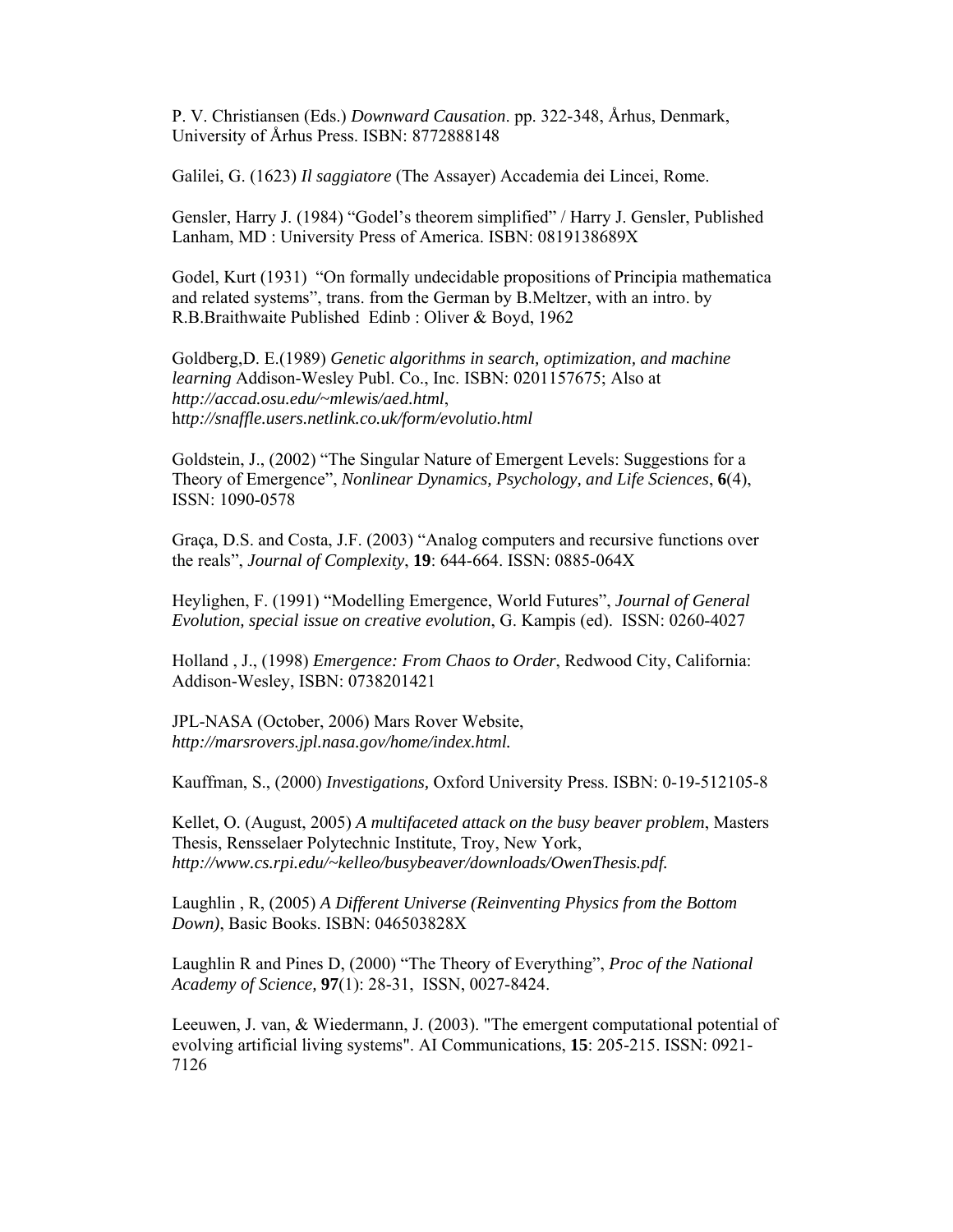P. V. Christiansen (Eds.) *Downward Causation*. pp. 322-348, Århus, Denmark, University of Århus Press. ISBN: 8772888148

Galilei, G. (1623) *Il saggiatore* (The Assayer) Accademia dei Lincei, Rome.

Gensler, Harry J. (1984) "Godel's theorem simplified" / Harry J. Gensler, Published Lanham, MD : University Press of America. ISBN: 0819138689X

Godel, Kurt (1931) "On formally undecidable propositions of Principia mathematica and related systems", trans. from the German by B.Meltzer, with an intro. by R.B.Braithwaite Published Edinb : Oliver & Boyd, 1962

Goldberg,D. E.(1989) *Genetic algorithms in search, optimization, and machine learning* Addison-Wesley Publ. Co., Inc. ISBN: 0201157675; Also at *http://accad.osu.edu/~mlewis/aed.html*, h*ttp://snaffle.users.netlink.co.uk/form/evolutio.html*

Goldstein, J., (2002) "The Singular Nature of Emergent Levels: Suggestions for a Theory of Emergence", *Nonlinear Dynamics, Psychology, and Life Sciences*, **6**(4), ISSN: 1090-0578

Graça, D.S. and Costa, J.F. (2003) "Analog computers and recursive functions over the reals", *Journal of Complexity*, **19**: 644-664. ISSN: 0885-064X

Heylighen, F. (1991) "Modelling Emergence, World Futures", *Journal of General Evolution, special issue on creative evolution*, G. Kampis (ed). ISSN: 0260-4027

Holland , J., (1998) *Emergence: From Chaos to Order*, Redwood City, California: Addison-Wesley, ISBN: 0738201421

JPL-NASA (October, 2006) Mars Rover Website, *http://marsrovers.jpl.nasa.gov/home/index.html.*

Kauffman, S., (2000) *Investigations,* Oxford University Press. ISBN: 0-19-512105-8

Kellet, O. (August, 2005) *A multifaceted attack on the busy beaver problem*, Masters Thesis, Rensselaer Polytechnic Institute, Troy, New York, *http://www.cs.rpi.edu/~kelleo/busybeaver/downloads/OwenThesis.pdf.*

Laughlin , R, (2005) *A Different Universe (Reinventing Physics from the Bottom Down)*, Basic Books. ISBN: 046503828X

Laughlin R and Pines D, (2000) "The Theory of Everything", *Proc of the National Academy of Science,* **97**(1): 28-31, ISSN, 0027-8424.

Leeuwen, J. van, & Wiedermann, J. (2003). "The emergent computational potential of evolving artificial living systems". AI Communications, **15**: 205-215. ISSN: 0921-7126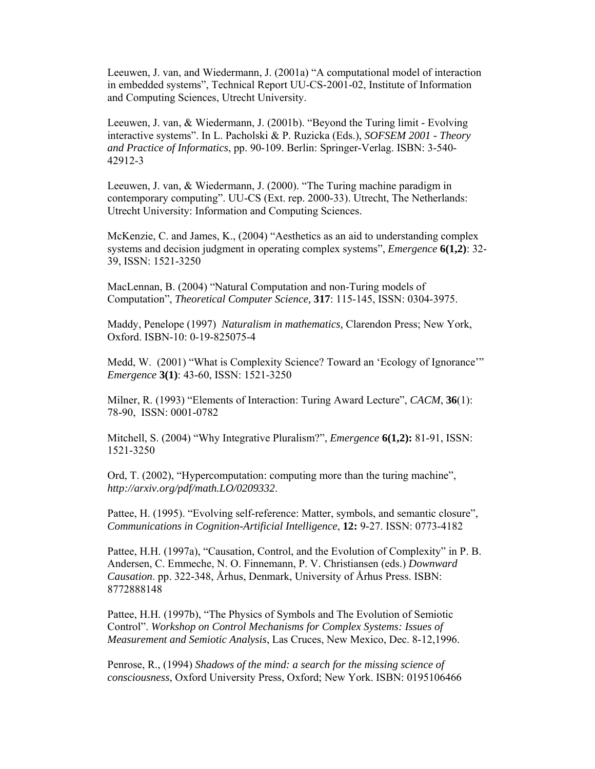Leeuwen, J. van, and Wiedermann, J. (2001a) "A computational model of interaction in embedded systems", Technical Report UU-CS-2001-02, Institute of Information and Computing Sciences, Utrecht University.

Leeuwen, J. van, & Wiedermann, J. (2001b). "Beyond the Turing limit - Evolving interactive systems". In L. Pacholski & P. Ruzicka (Eds.), *SOFSEM 2001 - Theory and Practice of Informatics*, pp. 90-109. Berlin: Springer-Verlag. ISBN: 3-540-42912-3

Leeuwen, J. van, & Wiedermann, J. (2000). "The Turing machine paradigm in contemporary computing". UU-CS (Ext. rep. 2000-33). Utrecht, The Netherlands: Utrecht University: Information and Computing Sciences.

McKenzie, C. and James, K., (2004) "Aesthetics as an aid to understanding complex systems and decision judgment in operating complex systems", *Emergence* **6(1,2)**: 32-39, ISSN: 1521-3250

MacLennan, B. (2004) "Natural Computation and non-Turing models of Computation", *Theoretical Computer Science,* **317**: 115-145, ISSN: 0304-3975.

Maddy, Penelope (1997) *Naturalism in mathematics,* Clarendon Press; New York, Oxford. ISBN-10: 0-19-825075-4

Medd, W. (2001) "What is Complexity Science? Toward an 'Ecology of Ignorance'" *Emergence* **3(1)**: 43-60, ISSN: 1521-3250

Milner, R. (1993) "Elements of Interaction: Turing Award Lecture", *CACM*, **36**(1): 78-90, ISSN: 0001-0782

Mitchell, S. (2004) "Why Integrative Pluralism?", *Emergence* **6(1,2):** 81-91, ISSN: 1521-3250

Ord, T. (2002), "Hypercomputation: computing more than the turing machine", *http://arxiv.org/pdf/math.LO/0209332*.

Pattee, H. (1995). "Evolving self-reference: Matter, symbols, and semantic closure", *Communications in Cognition-Artificial Intelligence*, **12:** 9-27. ISSN: 0773-4182

Pattee, H.H. (1997a), "Causation, Control, and the Evolution of Complexity" in P. B. Andersen, C. Emmeche, N. O. Finnemann, P. V. Christiansen (eds.) *Downward Causation*. pp. 322-348, Århus, Denmark, University of Århus Press. ISBN: 8772888148

Pattee, H.H. (1997b), "The Physics of Symbols and The Evolution of Semiotic Control". *Workshop on Control Mechanisms for Complex Systems: Issues of Measurement and Semiotic Analysis*, Las Cruces, New Mexico, Dec. 8-12,1996.

Penrose, R., (1994) *Shadows of the mind: a search for the missing science of consciousness*, Oxford University Press, Oxford; New York. ISBN: 0195106466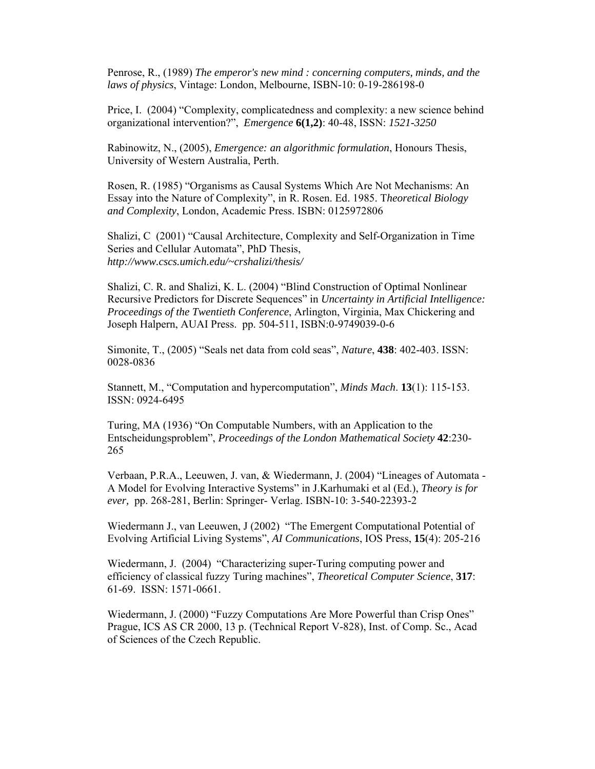Penrose, R., (1989) *The emperor's new mind : concerning computers, minds, and the laws of physics*, Vintage: London, Melbourne, ISBN-10: 0-19-286198-0

Price, I. (2004) “Complexity, complicatedness and complexity: a new science behind organizational intervention?”, *Emergence* **6(1,2)**: 40-48, ISSN: *1521-3250*

Rabinowitz, N., (2005), *Emergence: an algorithmic formulation*, Honours Thesis, University of Western Australia, Perth.

Rosen, R. (1985) “Organisms as Causal Systems Which Are Not Mechanisms: An Essay into the Nature of Complexity”, in R. Rosen. Ed. 1985. T*heoretical Biology and Complexity*, London, Academic Press. ISBN: 0125972806

Shalizi, C (2001) “Causal Architecture, Complexity and Self-Organization in Time Series and Cellular Automata”, PhD Thesis, *http://www.cscs.umich.edu/~crshalizi/thesis/*

Shalizi, C. R. and Shalizi, K. L. (2004) “Blind Construction of Optimal Nonlinear Recursive Predictors for Discrete Sequences” in *Uncertainty in Artificial Intelligence: Proceedings of the Twentieth Conference*, Arlington, Virginia, Max Chickering and Joseph Halpern, AUAI Press. pp. 504-511, ISBN:0-9749039-0-6

Simonite, T., (2005) “Seals net data from cold seas”, *Nature*, **438**: 402-403. ISSN: 0028-0836

Stannett, M., “Computation and hypercomputation”, *Minds Mach*. **13**(1): 115-153. ISSN: 0924-6495

Turing, MA (1936) “On Computable Numbers, with an Application to the Entscheidungsproblem”, *Proceedings of the London Mathematical Society* **42**:230-265

Verbaan, P.R.A., Leeuwen, J. van, & Wiedermann, J. (2004) “Lineages of Automata - A Model for Evolving Interactive Systems” in J.Karhumaki et al (Ed.), *Theory is for ever,* pp. 268-281, Berlin: Springer- Verlag. ISBN-10: 3-540-22393-2

Wiedermann J., van Leeuwen, J (2002) “The Emergent Computational Potential of Evolving Artificial Living Systems”, *AI Communications*, IOS Press, **15**(4): 205-216

Wiedermann, J. (2004) “Characterizing super-Turing computing power and efficiency of classical fuzzy Turing machines”, *Theoretical Computer Science*, **317**: 61-69. ISSN: 1571-0661.

Wiedermann, J. (2000) “Fuzzy Computations Are More Powerful than Crisp Ones” Prague, ICS AS CR 2000, 13 p. (Technical Report V-828), Inst. of Comp. Sc., Acad of Sciences of the Czech Republic.